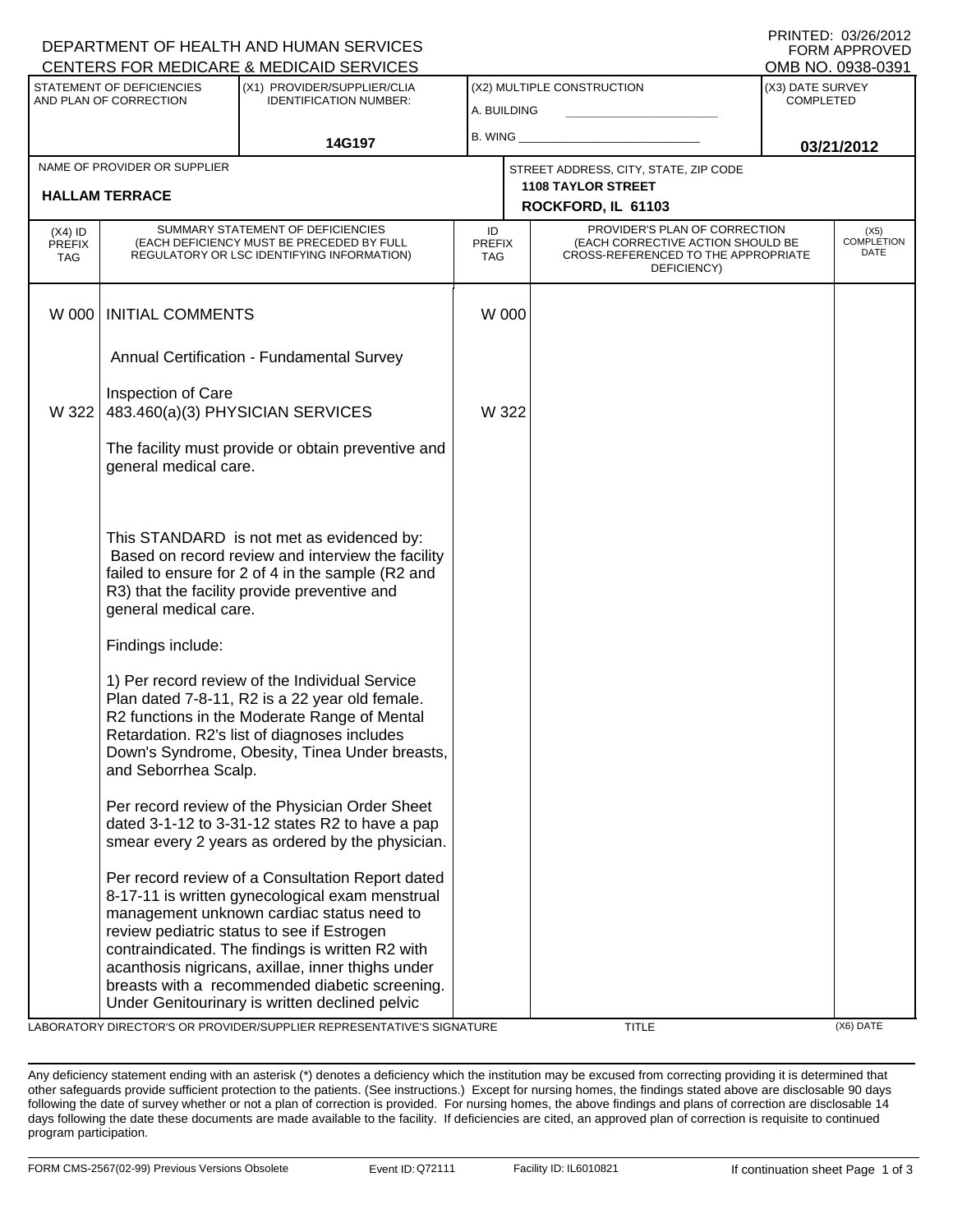DEPARTMENT OF HEALTH AND HUMAN SERVICES
CENTERS FOR MEDICARE & MEDICAID SERVICES

PRINTED: 03/26/2012
FORM APPROVED
OMB NO. 0938-0391

| STATEMENT OF DEFICIENCIES AND PLAN OF CORRECTION | (X1) PROVIDER/SUPPLIER/CLIA IDENTIFICATION NUMBER: | (X2) MULTIPLE CONSTRUCTION | (X3) DATE SURVEY COMPLETED |
|---|---|---|---|
| | 14G197 | A. BUILDING ____ B. WING ____ | 03/21/2012 |

| NAME OF PROVIDER OR SUPPLIER | STREET ADDRESS, CITY, STATE, ZIP CODE |
|---|---|
| HALLAM TERRACE | 1108 TAYLOR STREET ROCKFORD, IL 61103 |

| (X4) ID PREFIX TAG | SUMMARY STATEMENT OF DEFICIENCIES (EACH DEFICIENCY MUST BE PRECEDED BY FULL REGULATORY OR LSC IDENTIFYING INFORMATION) | ID PREFIX TAG | PROVIDER'S PLAN OF CORRECTION (EACH CORRECTIVE ACTION SHOULD BE CROSS-REFERENCED TO THE APPROPRIATE DEFICIENCY) | (X5) COMPLETION DATE |
|---|---|---|---|---|
| W 000 | INITIAL COMMENTS<br><br>Annual Certification - Fundamental Survey<br><br>Inspection of Care | W 000 | | |
| W 322 | 483.460(a)(3) PHYSICIAN SERVICES<br><br>The facility must provide or obtain preventive and general medical care.<br><br>This STANDARD is not met as evidenced by:<br>Based on record review and interview the facility failed to ensure for 2 of 4 in the sample (R2 and R3) that the facility provide preventive and general medical care.<br><br>Findings include:<br><br>1) Per record review of the Individual Service Plan dated 7-8-11, R2 is a 22 year old female. R2 functions in the Moderate Range of Mental Retardation. R2's list of diagnoses includes Down's Syndrome, Obesity, Tinea Under breasts, and Seborrhea Scalp.<br><br>Per record review of the Physician Order Sheet dated 3-1-12 to 3-31-12 states R2 to have a pap smear every 2 years as ordered by the physician.<br><br>Per record review of a Consultation Report dated 8-17-11 is written gynecological exam menstrual management unknown cardiac status need to review pediatric status to see if Estrogen contraindicated. The findings is written R2 with acanthosis nigricans, axillae, inner thighs under breasts with a recommended diabetic screening. Under Genitourinary is written declined pelvic | W 322 | | |

LABORATORY DIRECTOR'S OR PROVIDER/SUPPLIER REPRESENTATIVE'S SIGNATURE | TITLE | (X6) DATE

Any deficiency statement ending with an asterisk (*) denotes a deficiency which the institution may be excused from correcting providing it is determined that other safeguards provide sufficient protection to the patients. (See instructions.) Except for nursing homes, the findings stated above are disclosable 90 days following the date of survey whether or not a plan of correction is provided. For nursing homes, the above findings and plans of correction are disclosable 14 days following the date these documents are made available to the facility. If deficiencies are cited, an approved plan of correction is requisite to continued program participation.

FORM CMS-2567(02-99) Previous Versions Obsolete | Event ID: Q72111 | Facility ID: IL6010821 | If continuation sheet Page 1 of 3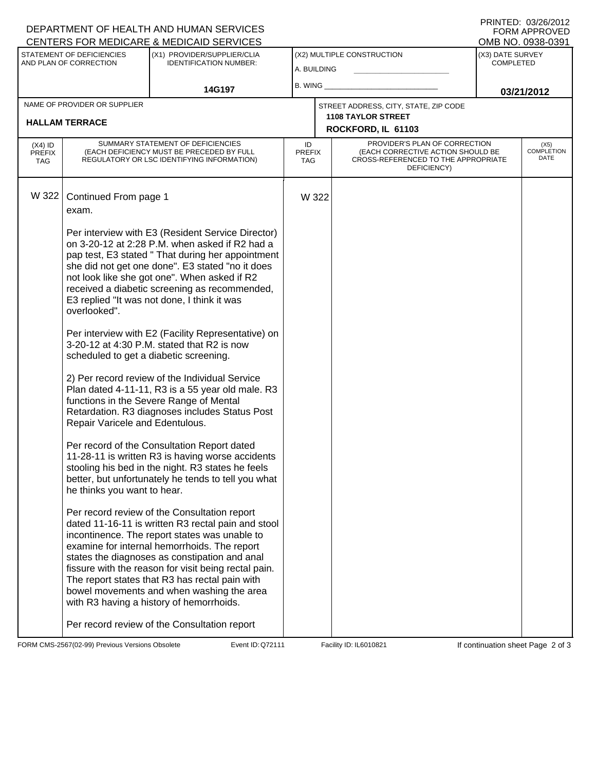DEPARTMENT OF HEALTH AND HUMAN SERVICES
CENTERS FOR MEDICARE & MEDICAID SERVICES

PRINTED: 03/26/2012
FORM APPROVED
OMB NO. 0938-0391

| STATEMENT OF DEFICIENCIES AND PLAN OF CORRECTION | (X1) PROVIDER/SUPPLIER/CLIA IDENTIFICATION NUMBER: | (X2) MULTIPLE CONSTRUCTION | (X3) DATE SURVEY COMPLETED |
|---|---|---|---|
| | 14G197 | A. BUILDING ______ B. WING ______ | 03/21/2012 |

| NAME OF PROVIDER OR SUPPLIER | STREET ADDRESS, CITY, STATE, ZIP CODE |
|---|---|
| HALLAM TERRACE | 1108 TAYLOR STREET ROCKFORD, IL 61103 |

| (X4) ID PREFIX TAG | SUMMARY STATEMENT OF DEFICIENCIES (EACH DEFICIENCY MUST BE PRECEDED BY FULL REGULATORY OR LSC IDENTIFYING INFORMATION) | ID PREFIX TAG | PROVIDER'S PLAN OF CORRECTION (EACH CORRECTIVE ACTION SHOULD BE CROSS-REFERENCED TO THE APPROPRIATE DEFICIENCY) | (X5) COMPLETION DATE |
|---|---|---|---|---|
| W 322 | Continued From page 1 | W 322 | | |

exam.

Per interview with E3 (Resident Service Director) on 3-20-12 at 2:28 P.M. when asked if R2 had a pap test, E3 stated " That during her appointment she did not get one done". E3 stated "no it does not look like she got one". When asked if R2 received a diabetic screening as recommended, E3 replied "It was not done, I think it was overlooked".

Per interview with E2 (Facility Representative) on 3-20-12 at 4:30 P.M. stated that R2 is now scheduled to get a diabetic screening.

2) Per record review of the Individual Service Plan dated 4-11-11, R3 is a 55 year old male. R3 functions in the Severe Range of Mental Retardation. R3 diagnoses includes Status Post Repair Varicele and Edentulous.

Per record of the Consultation Report dated 11-28-11 is written R3 is having worse accidents stooling his bed in the night. R3 states he feels better, but unfortunately he tends to tell you what he thinks you want to hear.

Per record review of the Consultation report dated 11-16-11 is written R3 rectal pain and stool incontinence. The report states was unable to examine for internal hemorrhoids. The report states the diagnoses as constipation and anal fissure with the reason for visit being rectal pain. The report states that R3 has rectal pain with bowel movements and when washing the area with R3 having a history of hemorrhoids.

Per record review of the Consultation report

FORM CMS-2567(02-99) Previous Versions Obsolete — Event ID: Q72111 — Facility ID: IL6010821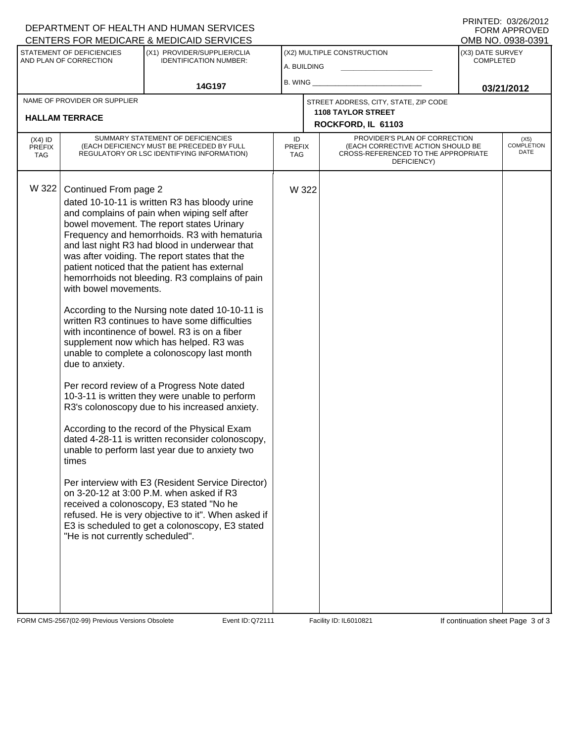DEPARTMENT OF HEALTH AND HUMAN SERVICES
CENTERS FOR MEDICARE & MEDICAID SERVICES

PRINTED: 03/26/2012
FORM APPROVED
OMB NO. 0938-0391

| STATEMENT OF DEFICIENCIES AND PLAN OF CORRECTION | (X1) PROVIDER/SUPPLIER/CLIA IDENTIFICATION NUMBER: | (X2) MULTIPLE CONSTRUCTION | (X3) DATE SURVEY COMPLETED |
|---|---|---|---|
| | 14G197 | A. BUILDING ______ B. WING ______ | 03/21/2012 |

| NAME OF PROVIDER OR SUPPLIER | STREET ADDRESS, CITY, STATE, ZIP CODE |
|---|---|
| HALLAM TERRACE | 1108 TAYLOR STREET ROCKFORD, IL 61103 |

| (X4) ID PREFIX TAG | SUMMARY STATEMENT OF DEFICIENCIES (EACH DEFICIENCY MUST BE PRECEDED BY FULL REGULATORY OR LSC IDENTIFYING INFORMATION) | ID PREFIX TAG | PROVIDER'S PLAN OF CORRECTION (EACH CORRECTIVE ACTION SHOULD BE CROSS-REFERENCED TO THE APPROPRIATE DEFICIENCY) | (X5) COMPLETION DATE |
|---|---|---|---|---|
| W 322 | Continued From page 2 | W 322 | | |

dated 10-10-11 is written R3 has bloody urine and complains of pain when wiping self after bowel movement. The report states Urinary Frequency and hemorrhoids. R3 with hematuria and last night R3 had blood in underwear that was after voiding. The report states that the patient noticed that the patient has external hemorrhoids not bleeding. R3 complains of pain with bowel movements.

According to the Nursing note dated 10-10-11 is written R3 continues to have some difficulties with incontinence of bowel. R3 is on a fiber supplement now which has helped. R3 was unable to complete a colonoscopy last month due to anxiety.

Per record review of a Progress Note dated 10-3-11 is written they were unable to perform R3's colonoscopy due to his increased anxiety.

According to the record of the Physical Exam dated 4-28-11 is written reconsider colonoscopy, unable to perform last year due to anxiety two times

Per interview with E3 (Resident Service Director) on 3-20-12 at 3:00 P.M. when asked if R3 received a colonoscopy, E3 stated "No he refused. He is very objective to it". When asked if E3 is scheduled to get a colonoscopy, E3 stated "He is not currently scheduled".

FORM CMS-2567(02-99) Previous Versions Obsolete  Event ID: Q72111  Facility ID: IL6010821  If continuation sheet Page 3 of 3